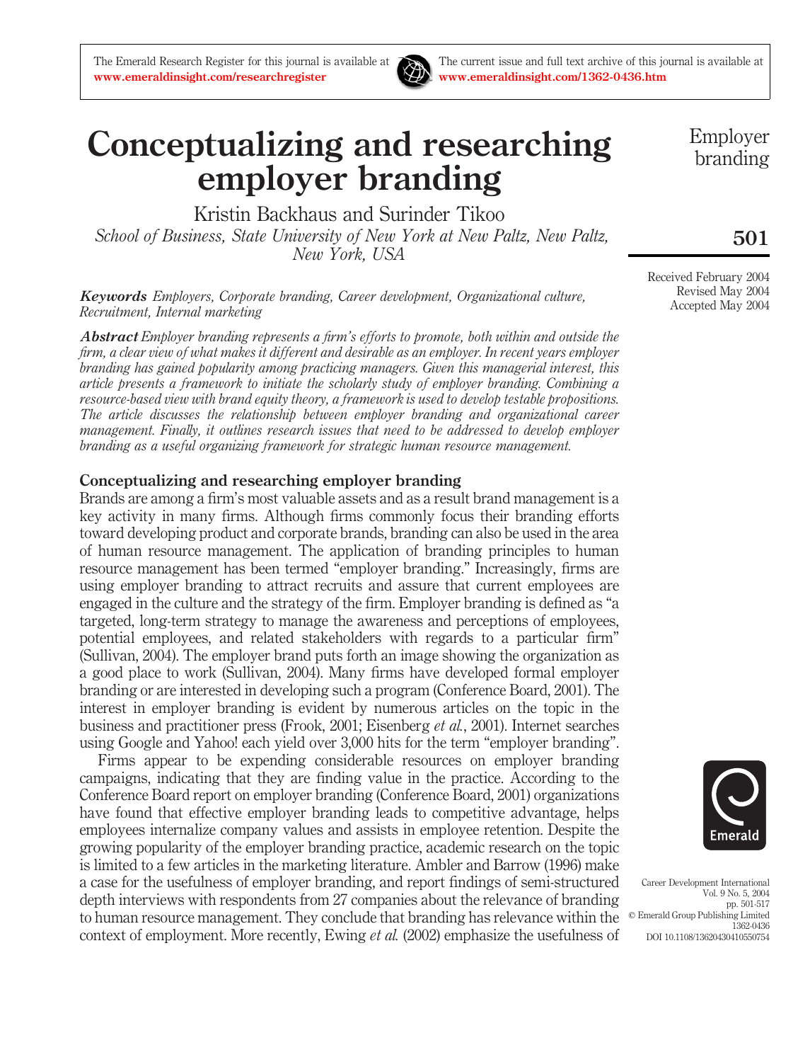# Conceptualizing and researching employer branding

Kristin Backhaus and Surinder Tikoo

*School of Business, State University of New York at New Paltz, New Paltz, New York, USA*

Received February 2004
Revised May 2004
Accepted May 2004

***Keywords*** *Employers, Corporate branding, Career development, Organizational culture, Recruitment, Internal marketing*

***Abstract*** *Employer branding represents a firm's efforts to promote, both within and outside the firm, a clear view of what makes it different and desirable as an employer. In recent years employer branding has gained popularity among practicing managers. Given this managerial interest, this article presents a framework to initiate the scholarly study of employer branding. Combining a resource-based view with brand equity theory, a framework is used to develop testable propositions. The article discusses the relationship between employer branding and organizational career management. Finally, it outlines research issues that need to be addressed to develop employer branding as a useful organizing framework for strategic human resource management.*

## Conceptualizing and researching employer branding

Brands are among a firm's most valuable assets and as a result brand management is a key activity in many firms. Although firms commonly focus their branding efforts toward developing product and corporate brands, branding can also be used in the area of human resource management. The application of branding principles to human resource management has been termed "employer branding." Increasingly, firms are using employer branding to attract recruits and assure that current employees are engaged in the culture and the strategy of the firm. Employer branding is defined as "a targeted, long-term strategy to manage the awareness and perceptions of employees, potential employees, and related stakeholders with regards to a particular firm" (Sullivan, 2004). The employer brand puts forth an image showing the organization as a good place to work (Sullivan, 2004). Many firms have developed formal employer branding or are interested in developing such a program (Conference Board, 2001). The interest in employer branding is evident by numerous articles on the topic in the business and practitioner press (Frook, 2001; Eisenberg *et al.*, 2001). Internet searches using Google and Yahoo! each yield over 3,000 hits for the term "employer branding".

Firms appear to be expending considerable resources on employer branding campaigns, indicating that they are finding value in the practice. According to the Conference Board report on employer branding (Conference Board, 2001) organizations have found that effective employer branding leads to competitive advantage, helps employees internalize company values and assists in employee retention. Despite the growing popularity of the employer branding practice, academic research on the topic is limited to a few articles in the marketing literature. Ambler and Barrow (1996) make a case for the usefulness of employer branding, and report findings of semi-structured depth interviews with respondents from 27 companies about the relevance of branding to human resource management. They conclude that branding has relevance within the context of employment. More recently, Ewing *et al.* (2002) emphasize the usefulness of

Career Development International
Vol. 9 No. 5, 2004
pp. 501-517
© Emerald Group Publishing Limited
1362-0436
DOI 10.1108/13620430410550754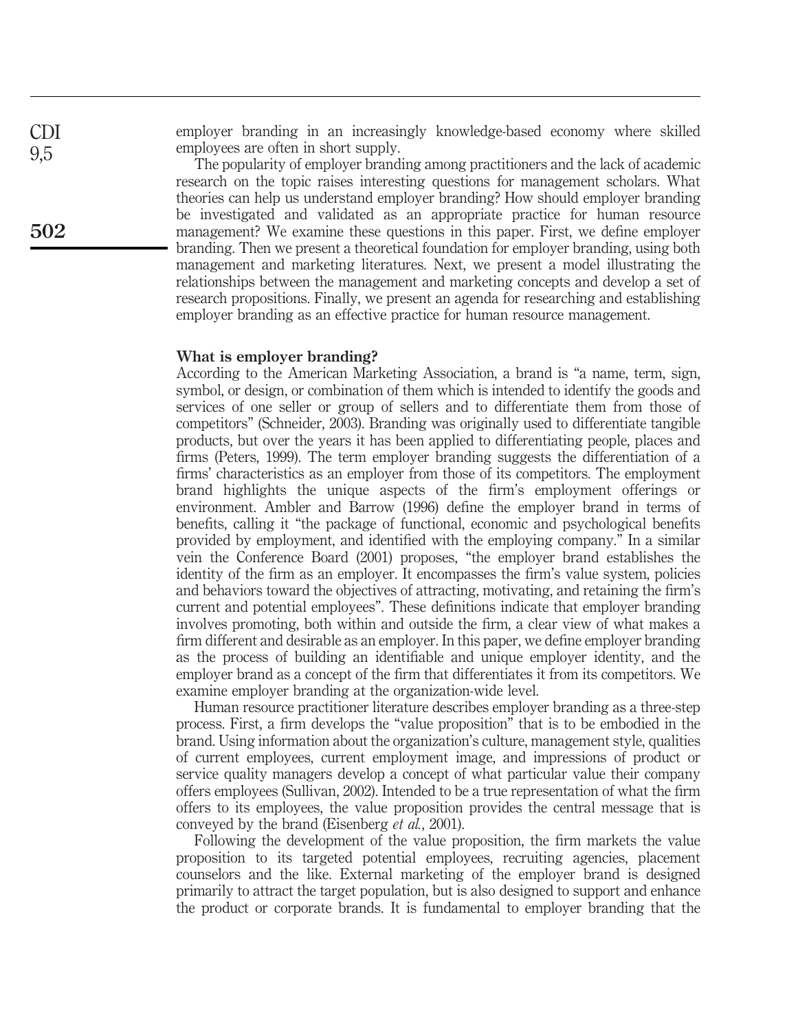employer branding in an increasingly knowledge-based economy where skilled employees are often in short supply.

The popularity of employer branding among practitioners and the lack of academic research on the topic raises interesting questions for management scholars. What theories can help us understand employer branding? How should employer branding be investigated and validated as an appropriate practice for human resource management? We examine these questions in this paper. First, we define employer branding. Then we present a theoretical foundation for employer branding, using both management and marketing literatures. Next, we present a model illustrating the relationships between the management and marketing concepts and develop a set of research propositions. Finally, we present an agenda for researching and establishing employer branding as an effective practice for human resource management.

## What is employer branding?

According to the American Marketing Association, a brand is "a name, term, sign, symbol, or design, or combination of them which is intended to identify the goods and services of one seller or group of sellers and to differentiate them from those of competitors" (Schneider, 2003). Branding was originally used to differentiate tangible products, but over the years it has been applied to differentiating people, places and firms (Peters, 1999). The term employer branding suggests the differentiation of a firms' characteristics as an employer from those of its competitors. The employment brand highlights the unique aspects of the firm's employment offerings or environment. Ambler and Barrow (1996) define the employer brand in terms of benefits, calling it "the package of functional, economic and psychological benefits provided by employment, and identified with the employing company." In a similar vein the Conference Board (2001) proposes, "the employer brand establishes the identity of the firm as an employer. It encompasses the firm's value system, policies and behaviors toward the objectives of attracting, motivating, and retaining the firm's current and potential employees". These definitions indicate that employer branding involves promoting, both within and outside the firm, a clear view of what makes a firm different and desirable as an employer. In this paper, we define employer branding as the process of building an identifiable and unique employer identity, and the employer brand as a concept of the firm that differentiates it from its competitors. We examine employer branding at the organization-wide level.

Human resource practitioner literature describes employer branding as a three-step process. First, a firm develops the "value proposition" that is to be embodied in the brand. Using information about the organization's culture, management style, qualities of current employees, current employment image, and impressions of product or service quality managers develop a concept of what particular value their company offers employees (Sullivan, 2002). Intended to be a true representation of what the firm offers to its employees, the value proposition provides the central message that is conveyed by the brand (Eisenberg *et al.*, 2001).

Following the development of the value proposition, the firm markets the value proposition to its targeted potential employees, recruiting agencies, placement counselors and the like. External marketing of the employer brand is designed primarily to attract the target population, but is also designed to support and enhance the product or corporate brands. It is fundamental to employer branding that the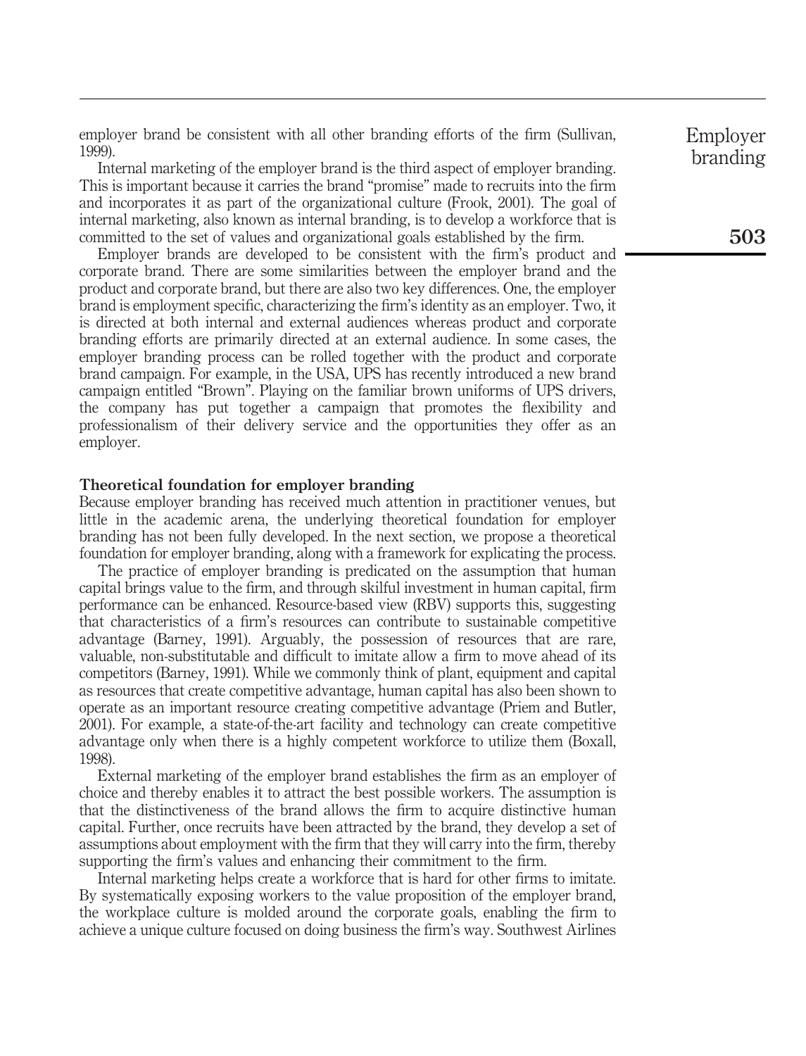employer brand be consistent with all other branding efforts of the firm (Sullivan, 1999).

Internal marketing of the employer brand is the third aspect of employer branding. This is important because it carries the brand "promise" made to recruits into the firm and incorporates it as part of the organizational culture (Frook, 2001). The goal of internal marketing, also known as internal branding, is to develop a workforce that is committed to the set of values and organizational goals established by the firm.

Employer brands are developed to be consistent with the firm's product and corporate brand. There are some similarities between the employer brand and the product and corporate brand, but there are also two key differences. One, the employer brand is employment specific, characterizing the firm's identity as an employer. Two, it is directed at both internal and external audiences whereas product and corporate branding efforts are primarily directed at an external audience. In some cases, the employer branding process can be rolled together with the product and corporate brand campaign. For example, in the USA, UPS has recently introduced a new brand campaign entitled "Brown". Playing on the familiar brown uniforms of UPS drivers, the company has put together a campaign that promotes the flexibility and professionalism of their delivery service and the opportunities they offer as an employer.

### Theoretical foundation for employer branding

Because employer branding has received much attention in practitioner venues, but little in the academic arena, the underlying theoretical foundation for employer branding has not been fully developed. In the next section, we propose a theoretical foundation for employer branding, along with a framework for explicating the process.

The practice of employer branding is predicated on the assumption that human capital brings value to the firm, and through skilful investment in human capital, firm performance can be enhanced. Resource-based view (RBV) supports this, suggesting that characteristics of a firm's resources can contribute to sustainable competitive advantage (Barney, 1991). Arguably, the possession of resources that are rare, valuable, non-substitutable and difficult to imitate allow a firm to move ahead of its competitors (Barney, 1991). While we commonly think of plant, equipment and capital as resources that create competitive advantage, human capital has also been shown to operate as an important resource creating competitive advantage (Priem and Butler, 2001). For example, a state-of-the-art facility and technology can create competitive advantage only when there is a highly competent workforce to utilize them (Boxall, 1998).

External marketing of the employer brand establishes the firm as an employer of choice and thereby enables it to attract the best possible workers. The assumption is that the distinctiveness of the brand allows the firm to acquire distinctive human capital. Further, once recruits have been attracted by the brand, they develop a set of assumptions about employment with the firm that they will carry into the firm, thereby supporting the firm's values and enhancing their commitment to the firm.

Internal marketing helps create a workforce that is hard for other firms to imitate. By systematically exposing workers to the value proposition of the employer brand, the workplace culture is molded around the corporate goals, enabling the firm to achieve a unique culture focused on doing business the firm's way. Southwest Airlines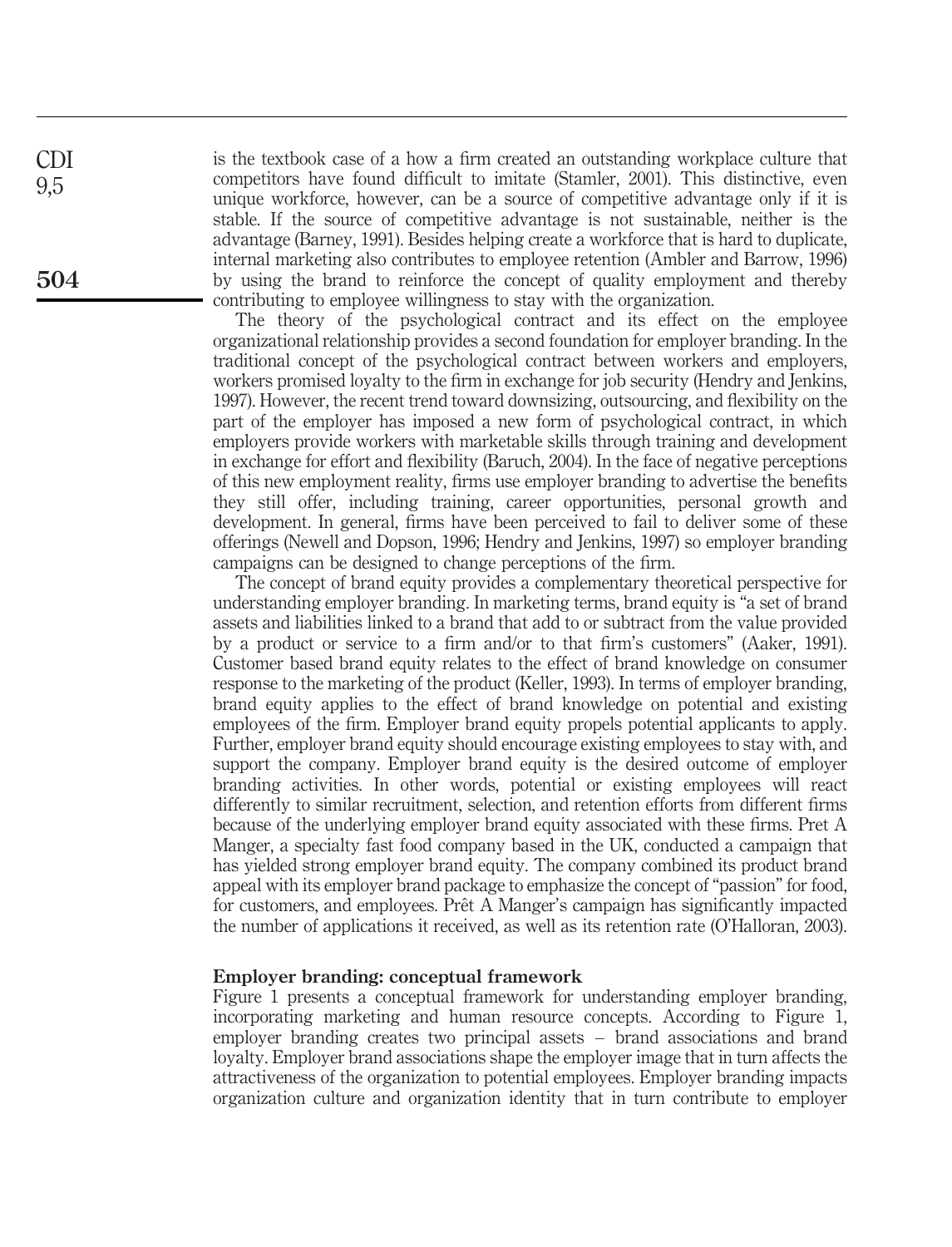is the textbook case of a how a firm created an outstanding workplace culture that competitors have found difficult to imitate (Stamler, 2001). This distinctive, even unique workforce, however, can be a source of competitive advantage only if it is stable. If the source of competitive advantage is not sustainable, neither is the advantage (Barney, 1991). Besides helping create a workforce that is hard to duplicate, internal marketing also contributes to employee retention (Ambler and Barrow, 1996) by using the brand to reinforce the concept of quality employment and thereby contributing to employee willingness to stay with the organization.

The theory of the psychological contract and its effect on the employee organizational relationship provides a second foundation for employer branding. In the traditional concept of the psychological contract between workers and employers, workers promised loyalty to the firm in exchange for job security (Hendry and Jenkins, 1997). However, the recent trend toward downsizing, outsourcing, and flexibility on the part of the employer has imposed a new form of psychological contract, in which employers provide workers with marketable skills through training and development in exchange for effort and flexibility (Baruch, 2004). In the face of negative perceptions of this new employment reality, firms use employer branding to advertise the benefits they still offer, including training, career opportunities, personal growth and development. In general, firms have been perceived to fail to deliver some of these offerings (Newell and Dopson, 1996; Hendry and Jenkins, 1997) so employer branding campaigns can be designed to change perceptions of the firm.

The concept of brand equity provides a complementary theoretical perspective for understanding employer branding. In marketing terms, brand equity is "a set of brand assets and liabilities linked to a brand that add to or subtract from the value provided by a product or service to a firm and/or to that firm's customers" (Aaker, 1991). Customer based brand equity relates to the effect of brand knowledge on consumer response to the marketing of the product (Keller, 1993). In terms of employer branding, brand equity applies to the effect of brand knowledge on potential and existing employees of the firm. Employer brand equity propels potential applicants to apply. Further, employer brand equity should encourage existing employees to stay with, and support the company. Employer brand equity is the desired outcome of employer branding activities. In other words, potential or existing employees will react differently to similar recruitment, selection, and retention efforts from different firms because of the underlying employer brand equity associated with these firms. Pret A Manger, a specialty fast food company based in the UK, conducted a campaign that has yielded strong employer brand equity. The company combined its product brand appeal with its employer brand package to emphasize the concept of "passion" for food, for customers, and employees. Prêt A Manger's campaign has significantly impacted the number of applications it received, as well as its retention rate (O'Halloran, 2003).

## Employer branding: conceptual framework

Figure 1 presents a conceptual framework for understanding employer branding, incorporating marketing and human resource concepts. According to Figure 1, employer branding creates two principal assets – brand associations and brand loyalty. Employer brand associations shape the employer image that in turn affects the attractiveness of the organization to potential employees. Employer branding impacts organization culture and organization identity that in turn contribute to employer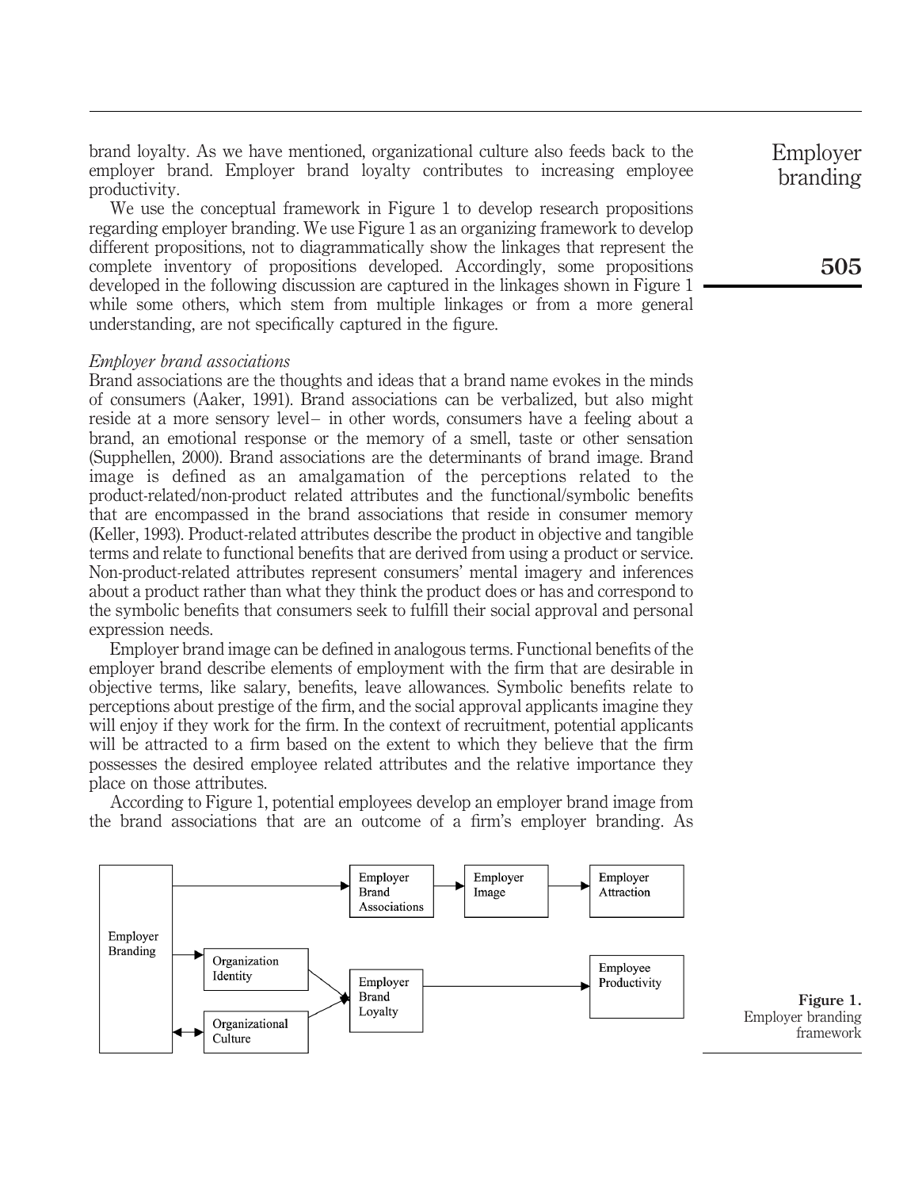brand loyalty. As we have mentioned, organizational culture also feeds back to the employer brand. Employer brand loyalty contributes to increasing employee productivity.

We use the conceptual framework in Figure 1 to develop research propositions regarding employer branding. We use Figure 1 as an organizing framework to develop different propositions, not to diagrammatically show the linkages that represent the complete inventory of propositions developed. Accordingly, some propositions developed in the following discussion are captured in the linkages shown in Figure 1 while some others, which stem from multiple linkages or from a more general understanding, are not specifically captured in the figure.

*Employer brand associations*

Brand associations are the thoughts and ideas that a brand name evokes in the minds of consumers (Aaker, 1991). Brand associations can be verbalized, but also might reside at a more sensory level– in other words, consumers have a feeling about a brand, an emotional response or the memory of a smell, taste or other sensation (Supphellen, 2000). Brand associations are the determinants of brand image. Brand image is defined as an amalgamation of the perceptions related to the product-related/non-product related attributes and the functional/symbolic benefits that are encompassed in the brand associations that reside in consumer memory (Keller, 1993). Product-related attributes describe the product in objective and tangible terms and relate to functional benefits that are derived from using a product or service. Non-product-related attributes represent consumers' mental imagery and inferences about a product rather than what they think the product does or has and correspond to the symbolic benefits that consumers seek to fulfill their social approval and personal expression needs.

Employer brand image can be defined in analogous terms. Functional benefits of the employer brand describe elements of employment with the firm that are desirable in objective terms, like salary, benefits, leave allowances. Symbolic benefits relate to perceptions about prestige of the firm, and the social approval applicants imagine they will enjoy if they work for the firm. In the context of recruitment, potential applicants will be attracted to a firm based on the extent to which they believe that the firm possesses the desired employee related attributes and the relative importance they place on those attributes.

According to Figure 1, potential employees develop an employer brand image from the brand associations that are an outcome of a firm's employer branding. As

Employer Branding → Employer Brand Associations → Employer Image → Employer Attraction

Employer Branding → Organization Identity → Employer Brand Loyalty → Employee Productivity

Employer Branding ↔ Organizational Culture → Employer Brand Loyalty

**Figure 1.** Employer branding framework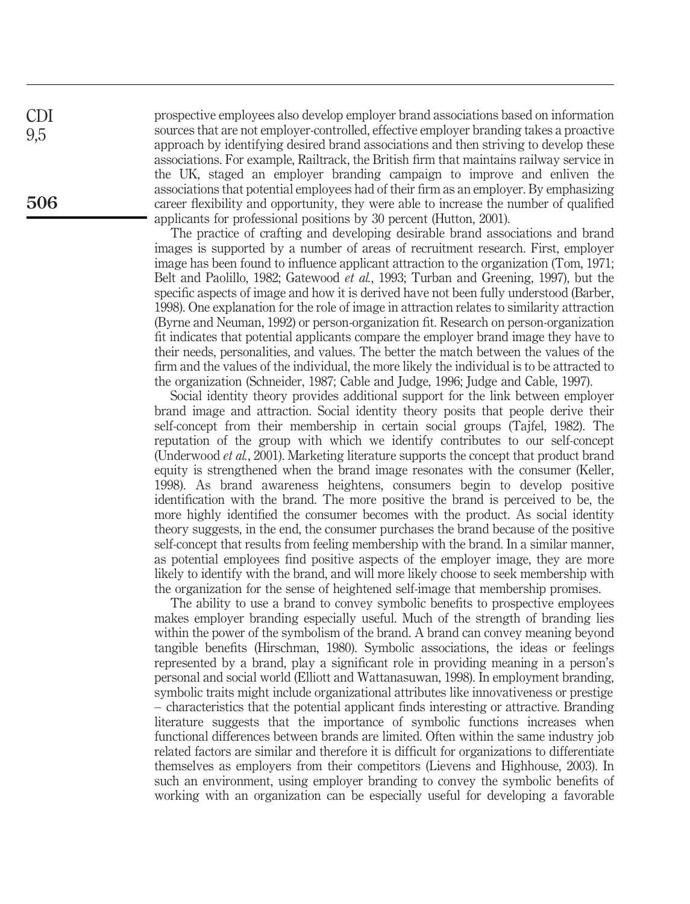prospective employees also develop employer brand associations based on information sources that are not employer-controlled, effective employer branding takes a proactive approach by identifying desired brand associations and then striving to develop these associations. For example, Railtrack, the British firm that maintains railway service in the UK, staged an employer branding campaign to improve and enliven the associations that potential employees had of their firm as an employer. By emphasizing career flexibility and opportunity, they were able to increase the number of qualified applicants for professional positions by 30 percent (Hutton, 2001).

The practice of crafting and developing desirable brand associations and brand images is supported by a number of areas of recruitment research. First, employer image has been found to influence applicant attraction to the organization (Tom, 1971; Belt and Paolillo, 1982; Gatewood *et al.*, 1993; Turban and Greening, 1997), but the specific aspects of image and how it is derived have not been fully understood (Barber, 1998). One explanation for the role of image in attraction relates to similarity attraction (Byrne and Neuman, 1992) or person-organization fit. Research on person-organization fit indicates that potential applicants compare the employer brand image they have to their needs, personalities, and values. The better the match between the values of the firm and the values of the individual, the more likely the individual is to be attracted to the organization (Schneider, 1987; Cable and Judge, 1996; Judge and Cable, 1997).

Social identity theory provides additional support for the link between employer brand image and attraction. Social identity theory posits that people derive their self-concept from their membership in certain social groups (Tajfel, 1982). The reputation of the group with which we identify contributes to our self-concept (Underwood *et al.*, 2001). Marketing literature supports the concept that product brand equity is strengthened when the brand image resonates with the consumer (Keller, 1998). As brand awareness heightens, consumers begin to develop positive identification with the brand. The more positive the brand is perceived to be, the more highly identified the consumer becomes with the product. As social identity theory suggests, in the end, the consumer purchases the brand because of the positive self-concept that results from feeling membership with the brand. In a similar manner, as potential employees find positive aspects of the employer image, they are more likely to identify with the brand, and will more likely choose to seek membership with the organization for the sense of heightened self-image that membership promises.

The ability to use a brand to convey symbolic benefits to prospective employees makes employer branding especially useful. Much of the strength of branding lies within the power of the symbolism of the brand. A brand can convey meaning beyond tangible benefits (Hirschman, 1980). Symbolic associations, the ideas or feelings represented by a brand, play a significant role in providing meaning in a person's personal and social world (Elliott and Wattanasuwan, 1998). In employment branding, symbolic traits might include organizational attributes like innovativeness or prestige – characteristics that the potential applicant finds interesting or attractive. Branding literature suggests that the importance of symbolic functions increases when functional differences between brands are limited. Often within the same industry job related factors are similar and therefore it is difficult for organizations to differentiate themselves as employers from their competitors (Lievens and Highhouse, 2003). In such an environment, using employer branding to convey the symbolic benefits of working with an organization can be especially useful for developing a favorable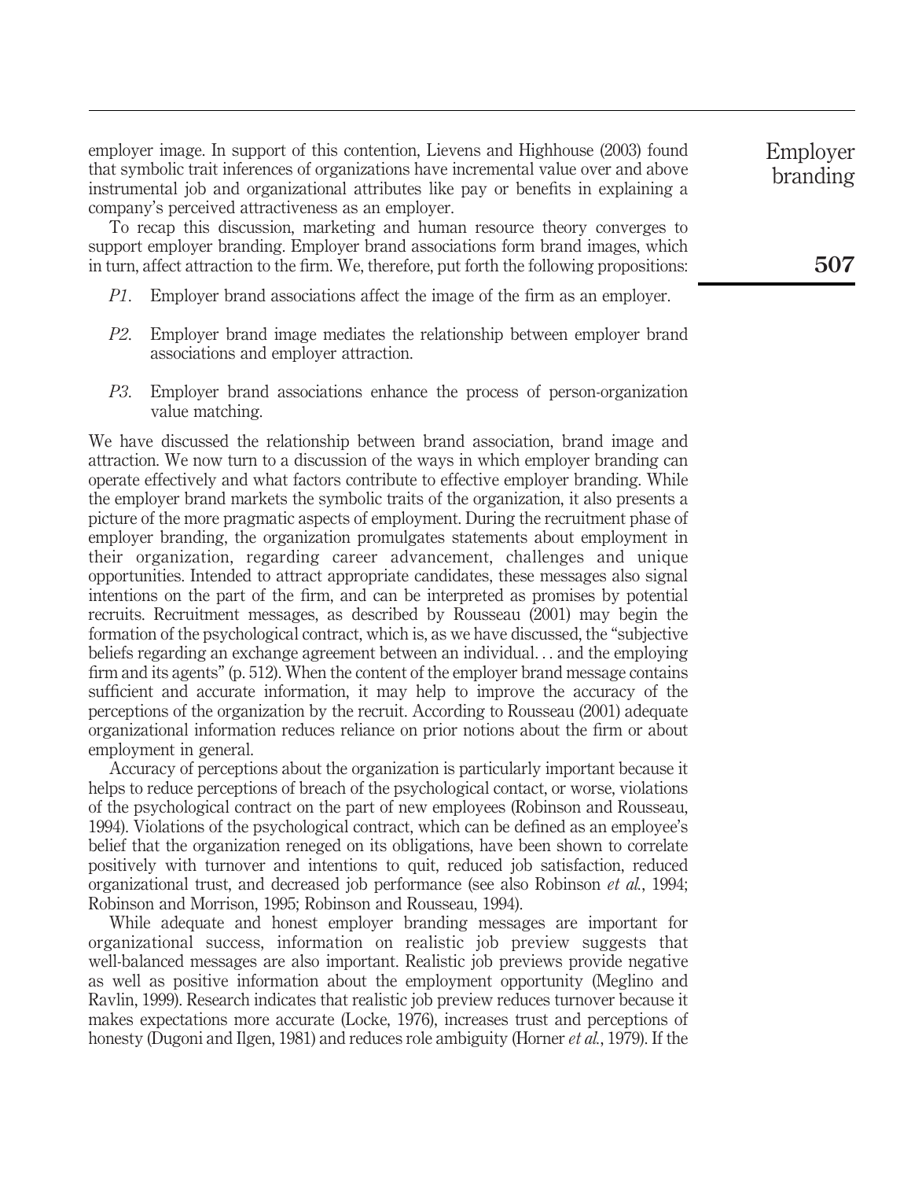employer image. In support of this contention, Lievens and Highhouse (2003) found that symbolic trait inferences of organizations have incremental value over and above instrumental job and organizational attributes like pay or benefits in explaining a company's perceived attractiveness as an employer.

To recap this discussion, marketing and human resource theory converges to support employer branding. Employer brand associations form brand images, which in turn, affect attraction to the firm. We, therefore, put forth the following propositions:

- *P1*. Employer brand associations affect the image of the firm as an employer.
- *P2*. Employer brand image mediates the relationship between employer brand associations and employer attraction.
- *P3*. Employer brand associations enhance the process of person-organization value matching.

We have discussed the relationship between brand association, brand image and attraction. We now turn to a discussion of the ways in which employer branding can operate effectively and what factors contribute to effective employer branding. While the employer brand markets the symbolic traits of the organization, it also presents a picture of the more pragmatic aspects of employment. During the recruitment phase of employer branding, the organization promulgates statements about employment in their organization, regarding career advancement, challenges and unique opportunities. Intended to attract appropriate candidates, these messages also signal intentions on the part of the firm, and can be interpreted as promises by potential recruits. Recruitment messages, as described by Rousseau (2001) may begin the formation of the psychological contract, which is, as we have discussed, the "subjective beliefs regarding an exchange agreement between an individual... and the employing firm and its agents" (p. 512). When the content of the employer brand message contains sufficient and accurate information, it may help to improve the accuracy of the perceptions of the organization by the recruit. According to Rousseau (2001) adequate organizational information reduces reliance on prior notions about the firm or about employment in general.

Accuracy of perceptions about the organization is particularly important because it helps to reduce perceptions of breach of the psychological contact, or worse, violations of the psychological contract on the part of new employees (Robinson and Rousseau, 1994). Violations of the psychological contract, which can be defined as an employee's belief that the organization reneged on its obligations, have been shown to correlate positively with turnover and intentions to quit, reduced job satisfaction, reduced organizational trust, and decreased job performance (see also Robinson *et al.*, 1994; Robinson and Morrison, 1995; Robinson and Rousseau, 1994).

While adequate and honest employer branding messages are important for organizational success, information on realistic job preview suggests that well-balanced messages are also important. Realistic job previews provide negative as well as positive information about the employment opportunity (Meglino and Ravlin, 1999). Research indicates that realistic job preview reduces turnover because it makes expectations more accurate (Locke, 1976), increases trust and perceptions of honesty (Dugoni and Ilgen, 1981) and reduces role ambiguity (Horner *et al.*, 1979). If the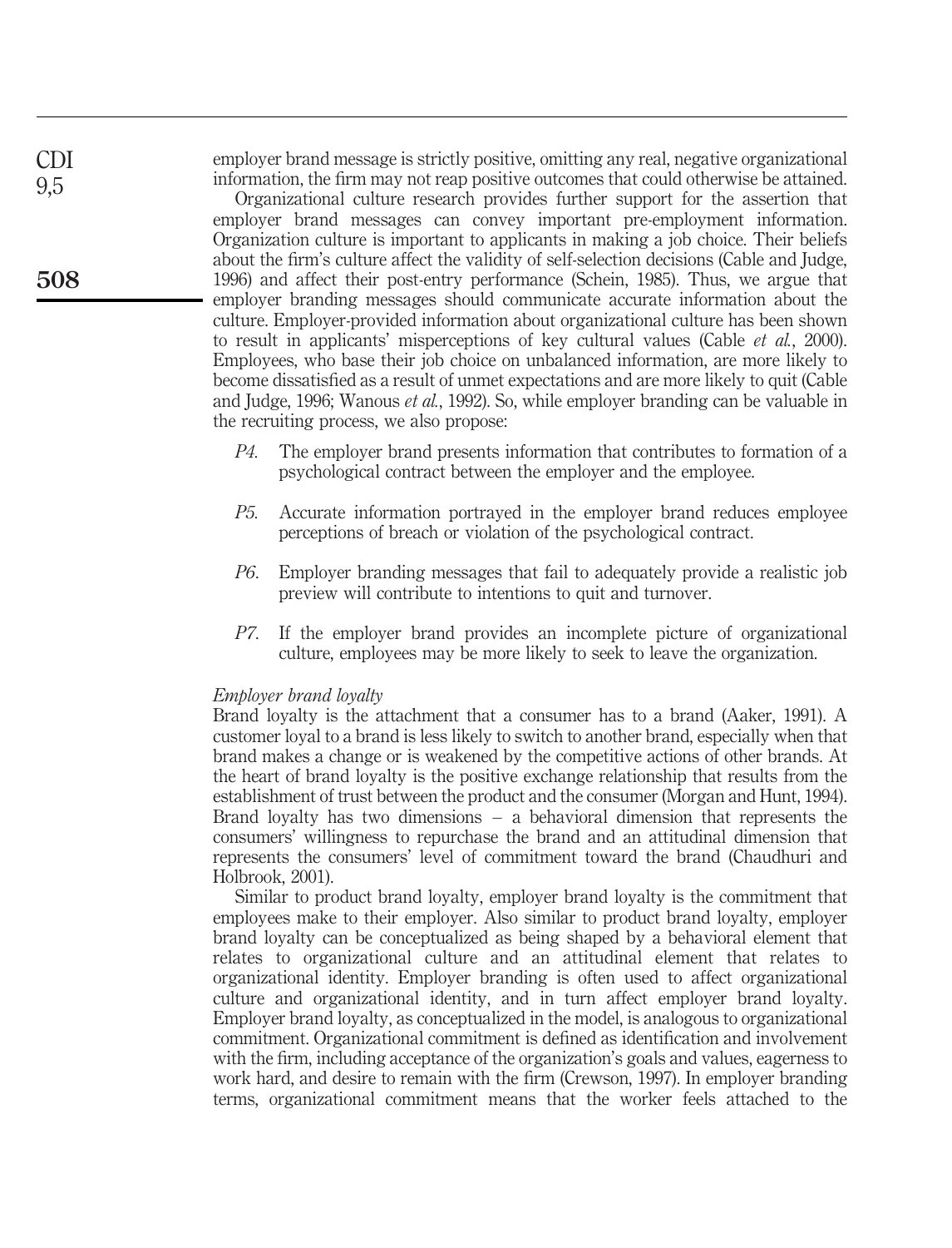employer brand message is strictly positive, omitting any real, negative organizational information, the firm may not reap positive outcomes that could otherwise be attained.

Organizational culture research provides further support for the assertion that employer brand messages can convey important pre-employment information. Organization culture is important to applicants in making a job choice. Their beliefs about the firm's culture affect the validity of self-selection decisions (Cable and Judge, 1996) and affect their post-entry performance (Schein, 1985). Thus, we argue that employer branding messages should communicate accurate information about the culture. Employer-provided information about organizational culture has been shown to result in applicants' misperceptions of key cultural values (Cable *et al.*, 2000). Employees, who base their job choice on unbalanced information, are more likely to become dissatisfied as a result of unmet expectations and are more likely to quit (Cable and Judge, 1996; Wanous *et al.*, 1992). So, while employer branding can be valuable in the recruiting process, we also propose:

*P4.* The employer brand presents information that contributes to formation of a psychological contract between the employer and the employee.

*P5.* Accurate information portrayed in the employer brand reduces employee perceptions of breach or violation of the psychological contract.

*P6*. Employer branding messages that fail to adequately provide a realistic job preview will contribute to intentions to quit and turnover.

*P7.* If the employer brand provides an incomplete picture of organizational culture, employees may be more likely to seek to leave the organization.

### *Employer brand loyalty*

Brand loyalty is the attachment that a consumer has to a brand (Aaker, 1991). A customer loyal to a brand is less likely to switch to another brand, especially when that brand makes a change or is weakened by the competitive actions of other brands. At the heart of brand loyalty is the positive exchange relationship that results from the establishment of trust between the product and the consumer (Morgan and Hunt, 1994). Brand loyalty has two dimensions – a behavioral dimension that represents the consumers' willingness to repurchase the brand and an attitudinal dimension that represents the consumers' level of commitment toward the brand (Chaudhuri and Holbrook, 2001).

Similar to product brand loyalty, employer brand loyalty is the commitment that employees make to their employer. Also similar to product brand loyalty, employer brand loyalty can be conceptualized as being shaped by a behavioral element that relates to organizational culture and an attitudinal element that relates to organizational identity. Employer branding is often used to affect organizational culture and organizational identity, and in turn affect employer brand loyalty. Employer brand loyalty, as conceptualized in the model, is analogous to organizational commitment. Organizational commitment is defined as identification and involvement with the firm, including acceptance of the organization's goals and values, eagerness to work hard, and desire to remain with the firm (Crewson, 1997). In employer branding terms, organizational commitment means that the worker feels attached to the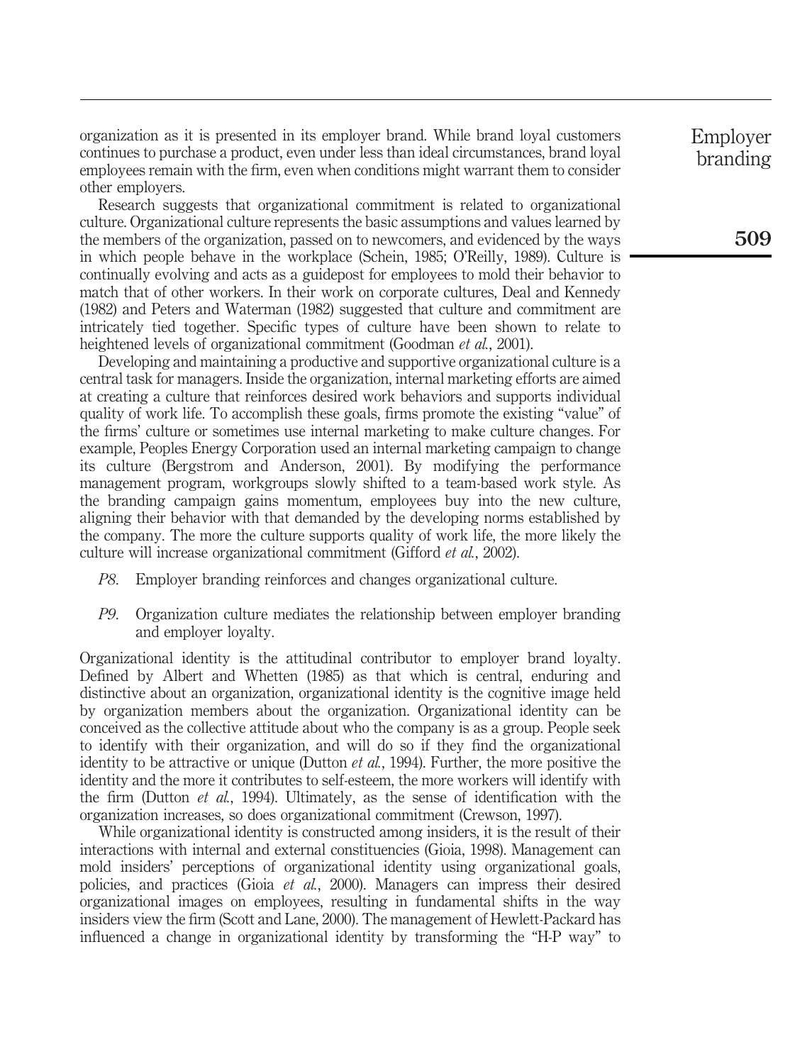organization as it is presented in its employer brand. While brand loyal customers continues to purchase a product, even under less than ideal circumstances, brand loyal employees remain with the firm, even when conditions might warrant them to consider other employers.

Research suggests that organizational commitment is related to organizational culture. Organizational culture represents the basic assumptions and values learned by the members of the organization, passed on to newcomers, and evidenced by the ways in which people behave in the workplace (Schein, 1985; O'Reilly, 1989). Culture is continually evolving and acts as a guidepost for employees to mold their behavior to match that of other workers. In their work on corporate cultures, Deal and Kennedy (1982) and Peters and Waterman (1982) suggested that culture and commitment are intricately tied together. Specific types of culture have been shown to relate to heightened levels of organizational commitment (Goodman *et al.*, 2001).

Developing and maintaining a productive and supportive organizational culture is a central task for managers. Inside the organization, internal marketing efforts are aimed at creating a culture that reinforces desired work behaviors and supports individual quality of work life. To accomplish these goals, firms promote the existing "value" of the firms' culture or sometimes use internal marketing to make culture changes. For example, Peoples Energy Corporation used an internal marketing campaign to change its culture (Bergstrom and Anderson, 2001). By modifying the performance management program, workgroups slowly shifted to a team-based work style. As the branding campaign gains momentum, employees buy into the new culture, aligning their behavior with that demanded by the developing norms established by the company. The more the culture supports quality of work life, the more likely the culture will increase organizational commitment (Gifford *et al.*, 2002).

*P8*. Employer branding reinforces and changes organizational culture.

*P9*. Organization culture mediates the relationship between employer branding and employer loyalty.

Organizational identity is the attitudinal contributor to employer brand loyalty. Defined by Albert and Whetten (1985) as that which is central, enduring and distinctive about an organization, organizational identity is the cognitive image held by organization members about the organization. Organizational identity can be conceived as the collective attitude about who the company is as a group. People seek to identify with their organization, and will do so if they find the organizational identity to be attractive or unique (Dutton *et al.*, 1994). Further, the more positive the identity and the more it contributes to self-esteem, the more workers will identify with the firm (Dutton *et al.*, 1994). Ultimately, as the sense of identification with the organization increases, so does organizational commitment (Crewson, 1997).

While organizational identity is constructed among insiders, it is the result of their interactions with internal and external constituencies (Gioia, 1998). Management can mold insiders' perceptions of organizational identity using organizational goals, policies, and practices (Gioia *et al.*, 2000). Managers can impress their desired organizational images on employees, resulting in fundamental shifts in the way insiders view the firm (Scott and Lane, 2000). The management of Hewlett-Packard has influenced a change in organizational identity by transforming the "H-P way" to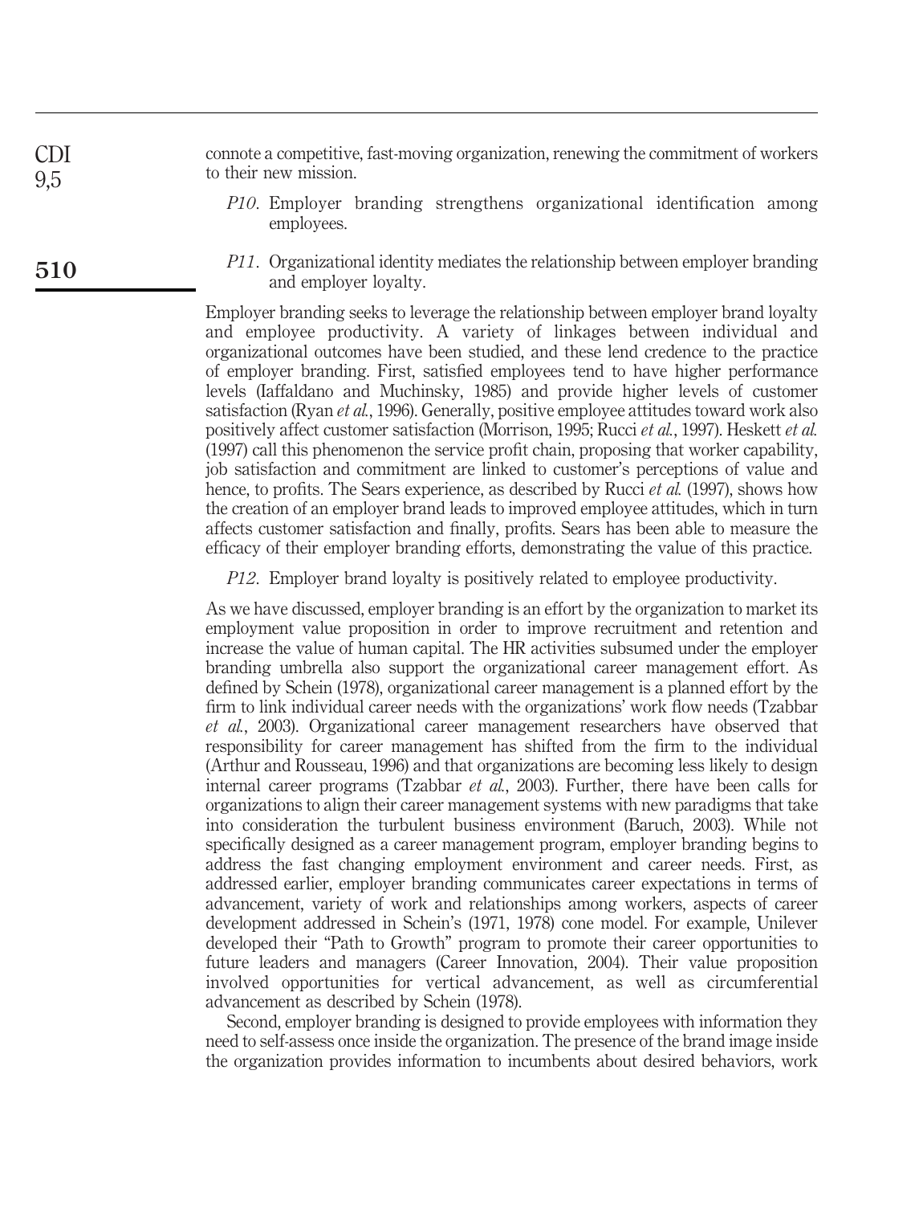connote a competitive, fast-moving organization, renewing the commitment of workers to their new mission.

*P10*. Employer branding strengthens organizational identification among employees.

*P11*. Organizational identity mediates the relationship between employer branding and employer loyalty.

Employer branding seeks to leverage the relationship between employer brand loyalty and employee productivity. A variety of linkages between individual and organizational outcomes have been studied, and these lend credence to the practice of employer branding. First, satisfied employees tend to have higher performance levels (Iaffaldano and Muchinsky, 1985) and provide higher levels of customer satisfaction (Ryan *et al.*, 1996). Generally, positive employee attitudes toward work also positively affect customer satisfaction (Morrison, 1995; Rucci *et al.*, 1997). Heskett *et al.* (1997) call this phenomenon the service profit chain, proposing that worker capability, job satisfaction and commitment are linked to customer's perceptions of value and hence, to profits. The Sears experience, as described by Rucci *et al.* (1997), shows how the creation of an employer brand leads to improved employee attitudes, which in turn affects customer satisfaction and finally, profits. Sears has been able to measure the efficacy of their employer branding efforts, demonstrating the value of this practice.

*P12*. Employer brand loyalty is positively related to employee productivity.

As we have discussed, employer branding is an effort by the organization to market its employment value proposition in order to improve recruitment and retention and increase the value of human capital. The HR activities subsumed under the employer branding umbrella also support the organizational career management effort. As defined by Schein (1978), organizational career management is a planned effort by the firm to link individual career needs with the organizations' work flow needs (Tzabbar *et al.*, 2003). Organizational career management researchers have observed that responsibility for career management has shifted from the firm to the individual (Arthur and Rousseau, 1996) and that organizations are becoming less likely to design internal career programs (Tzabbar *et al.*, 2003). Further, there have been calls for organizations to align their career management systems with new paradigms that take into consideration the turbulent business environment (Baruch, 2003). While not specifically designed as a career management program, employer branding begins to address the fast changing employment environment and career needs. First, as addressed earlier, employer branding communicates career expectations in terms of advancement, variety of work and relationships among workers, aspects of career development addressed in Schein's (1971, 1978) cone model. For example, Unilever developed their "Path to Growth" program to promote their career opportunities to future leaders and managers (Career Innovation, 2004). Their value proposition involved opportunities for vertical advancement, as well as circumferential advancement as described by Schein (1978).

Second, employer branding is designed to provide employees with information they need to self-assess once inside the organization. The presence of the brand image inside the organization provides information to incumbents about desired behaviors, work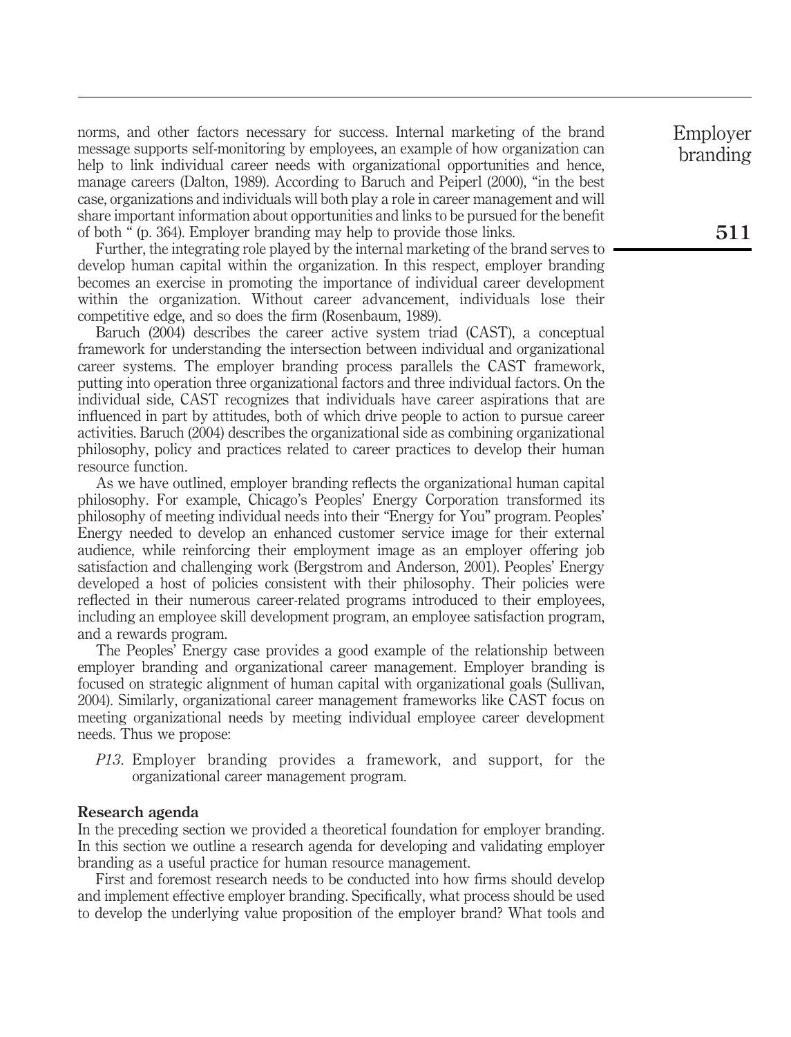norms, and other factors necessary for success. Internal marketing of the brand message supports self-monitoring by employees, an example of how organization can help to link individual career needs with organizational opportunities and hence, manage careers (Dalton, 1989). According to Baruch and Peiperl (2000), "in the best case, organizations and individuals will both play a role in career management and will share important information about opportunities and links to be pursued for the benefit of both " (p. 364). Employer branding may help to provide those links.

Further, the integrating role played by the internal marketing of the brand serves to develop human capital within the organization. In this respect, employer branding becomes an exercise in promoting the importance of individual career development within the organization. Without career advancement, individuals lose their competitive edge, and so does the firm (Rosenbaum, 1989).

Baruch (2004) describes the career active system triad (CAST), a conceptual framework for understanding the intersection between individual and organizational career systems. The employer branding process parallels the CAST framework, putting into operation three organizational factors and three individual factors. On the individual side, CAST recognizes that individuals have career aspirations that are influenced in part by attitudes, both of which drive people to action to pursue career activities. Baruch (2004) describes the organizational side as combining organizational philosophy, policy and practices related to career practices to develop their human resource function.

As we have outlined, employer branding reflects the organizational human capital philosophy. For example, Chicago's Peoples' Energy Corporation transformed its philosophy of meeting individual needs into their "Energy for You" program. Peoples' Energy needed to develop an enhanced customer service image for their external audience, while reinforcing their employment image as an employer offering job satisfaction and challenging work (Bergstrom and Anderson, 2001). Peoples' Energy developed a host of policies consistent with their philosophy. Their policies were reflected in their numerous career-related programs introduced to their employees, including an employee skill development program, an employee satisfaction program, and a rewards program.

The Peoples' Energy case provides a good example of the relationship between employer branding and organizational career management. Employer branding is focused on strategic alignment of human capital with organizational goals (Sullivan, 2004). Similarly, organizational career management frameworks like CAST focus on meeting organizational needs by meeting individual employee career development needs. Thus we propose:

*P13.* Employer branding provides a framework, and support, for the organizational career management program.

### Research agenda

In the preceding section we provided a theoretical foundation for employer branding. In this section we outline a research agenda for developing and validating employer branding as a useful practice for human resource management.

First and foremost research needs to be conducted into how firms should develop and implement effective employer branding. Specifically, what process should be used to develop the underlying value proposition of the employer brand? What tools and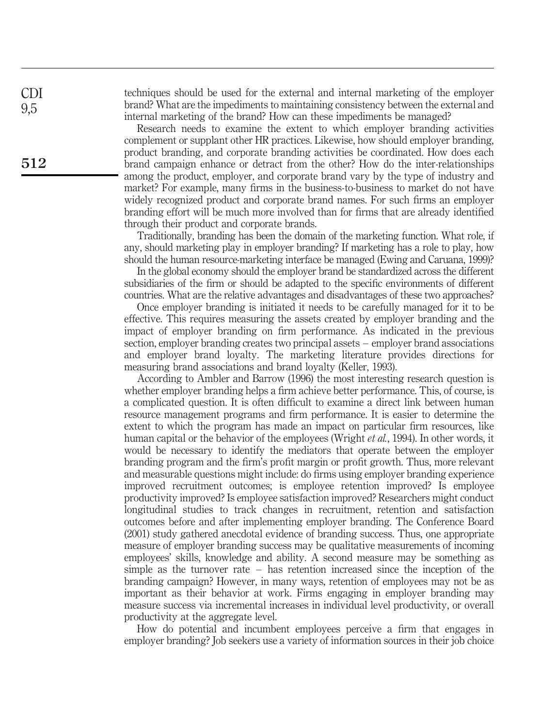techniques should be used for the external and internal marketing of the employer brand? What are the impediments to maintaining consistency between the external and internal marketing of the brand? How can these impediments be managed?

Research needs to examine the extent to which employer branding activities complement or supplant other HR practices. Likewise, how should employer branding, product branding, and corporate branding activities be coordinated. How does each brand campaign enhance or detract from the other? How do the inter-relationships among the product, employer, and corporate brand vary by the type of industry and market? For example, many firms in the business-to-business to market do not have widely recognized product and corporate brand names. For such firms an employer branding effort will be much more involved than for firms that are already identified through their product and corporate brands.

Traditionally, branding has been the domain of the marketing function. What role, if any, should marketing play in employer branding? If marketing has a role to play, how should the human resource-marketing interface be managed (Ewing and Caruana, 1999)?

In the global economy should the employer brand be standardized across the different subsidiaries of the firm or should be adapted to the specific environments of different countries. What are the relative advantages and disadvantages of these two approaches?

Once employer branding is initiated it needs to be carefully managed for it to be effective. This requires measuring the assets created by employer branding and the impact of employer branding on firm performance. As indicated in the previous section, employer branding creates two principal assets – employer brand associations and employer brand loyalty. The marketing literature provides directions for measuring brand associations and brand loyalty (Keller, 1993).

According to Ambler and Barrow (1996) the most interesting research question is whether employer branding helps a firm achieve better performance. This, of course, is a complicated question. It is often difficult to examine a direct link between human resource management programs and firm performance. It is easier to determine the extent to which the program has made an impact on particular firm resources, like human capital or the behavior of the employees (Wright *et al.*, 1994). In other words, it would be necessary to identify the mediators that operate between the employer branding program and the firm's profit margin or profit growth. Thus, more relevant and measurable questions might include: do firms using employer branding experience improved recruitment outcomes; is employee retention improved? Is employee productivity improved? Is employee satisfaction improved? Researchers might conduct longitudinal studies to track changes in recruitment, retention and satisfaction outcomes before and after implementing employer branding. The Conference Board (2001) study gathered anecdotal evidence of branding success. Thus, one appropriate measure of employer branding success may be qualitative measurements of incoming employees' skills, knowledge and ability. A second measure may be something as simple as the turnover rate – has retention increased since the inception of the branding campaign? However, in many ways, retention of employees may not be as important as their behavior at work. Firms engaging in employer branding may measure success via incremental increases in individual level productivity, or overall productivity at the aggregate level.

How do potential and incumbent employees perceive a firm that engages in employer branding? Job seekers use a variety of information sources in their job choice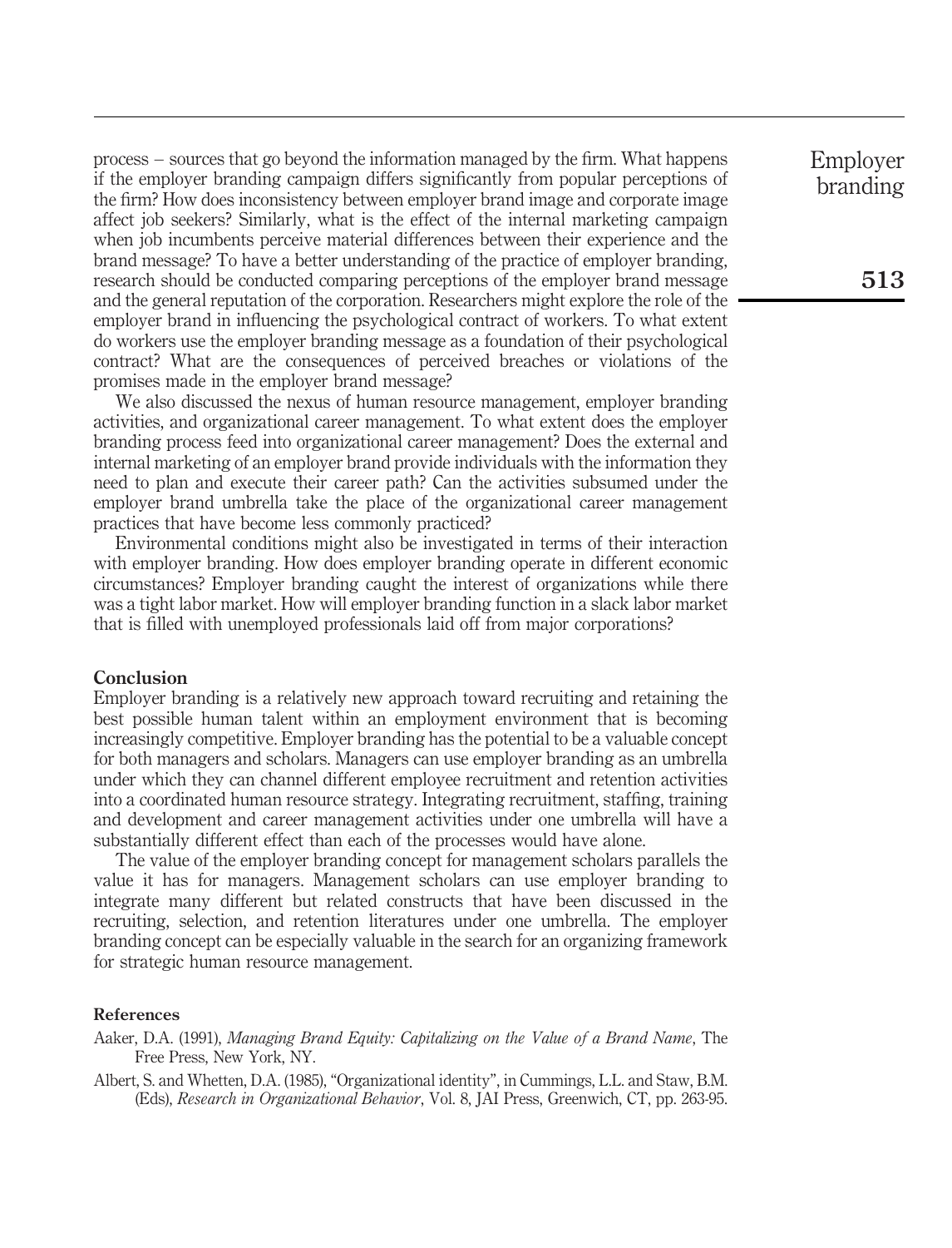process – sources that go beyond the information managed by the firm. What happens if the employer branding campaign differs significantly from popular perceptions of the firm? How does inconsistency between employer brand image and corporate image affect job seekers? Similarly, what is the effect of the internal marketing campaign when job incumbents perceive material differences between their experience and the brand message? To have a better understanding of the practice of employer branding, research should be conducted comparing perceptions of the employer brand message and the general reputation of the corporation. Researchers might explore the role of the employer brand in influencing the psychological contract of workers. To what extent do workers use the employer branding message as a foundation of their psychological contract? What are the consequences of perceived breaches or violations of the promises made in the employer brand message?

We also discussed the nexus of human resource management, employer branding activities, and organizational career management. To what extent does the employer branding process feed into organizational career management? Does the external and internal marketing of an employer brand provide individuals with the information they need to plan and execute their career path? Can the activities subsumed under the employer brand umbrella take the place of the organizational career management practices that have become less commonly practiced?

Environmental conditions might also be investigated in terms of their interaction with employer branding. How does employer branding operate in different economic circumstances? Employer branding caught the interest of organizations while there was a tight labor market. How will employer branding function in a slack labor market that is filled with unemployed professionals laid off from major corporations?

## Conclusion

Employer branding is a relatively new approach toward recruiting and retaining the best possible human talent within an employment environment that is becoming increasingly competitive. Employer branding has the potential to be a valuable concept for both managers and scholars. Managers can use employer branding as an umbrella under which they can channel different employee recruitment and retention activities into a coordinated human resource strategy. Integrating recruitment, staffing, training and development and career management activities under one umbrella will have a substantially different effect than each of the processes would have alone.

The value of the employer branding concept for management scholars parallels the value it has for managers. Management scholars can use employer branding to integrate many different but related constructs that have been discussed in the recruiting, selection, and retention literatures under one umbrella. The employer branding concept can be especially valuable in the search for an organizing framework for strategic human resource management.

## References

Aaker, D.A. (1991), *Managing Brand Equity: Capitalizing on the Value of a Brand Name*, The Free Press, New York, NY.

Albert, S. and Whetten, D.A. (1985), "Organizational identity", in Cummings, L.L. and Staw, B.M. (Eds), *Research in Organizational Behavior*, Vol. 8, JAI Press, Greenwich, CT, pp. 263-95.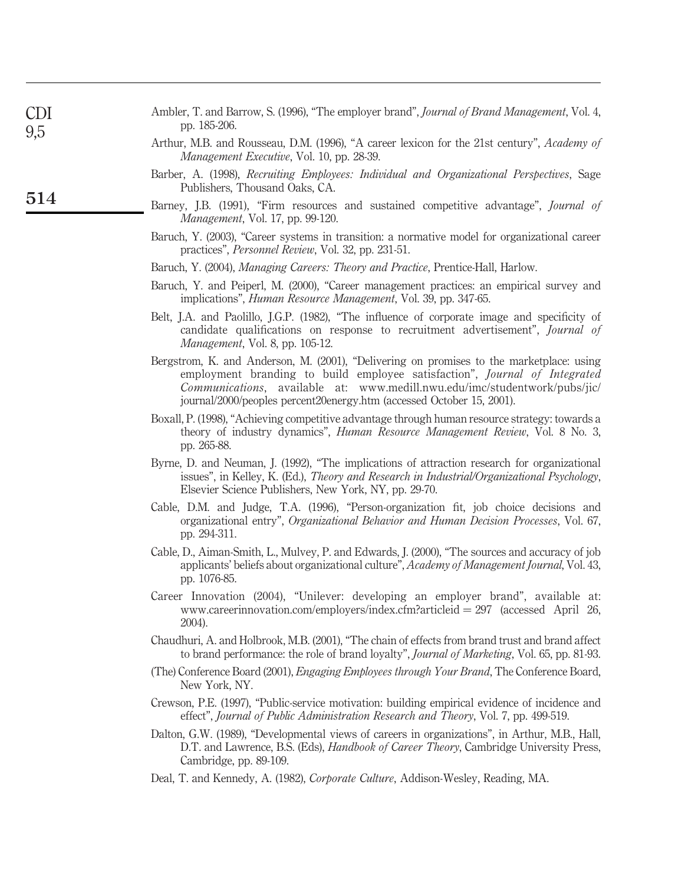Ambler, T. and Barrow, S. (1996), "The employer brand", *Journal of Brand Management*, Vol. 4, pp. 185-206.

Arthur, M.B. and Rousseau, D.M. (1996), "A career lexicon for the 21st century", *Academy of Management Executive*, Vol. 10, pp. 28-39.

Barber, A. (1998), *Recruiting Employees: Individual and Organizational Perspectives*, Sage Publishers, Thousand Oaks, CA.

Barney, J.B. (1991), "Firm resources and sustained competitive advantage", *Journal of Management*, Vol. 17, pp. 99-120.

Baruch, Y. (2003), "Career systems in transition: a normative model for organizational career practices", *Personnel Review*, Vol. 32, pp. 231-51.

Baruch, Y. (2004), *Managing Careers: Theory and Practice*, Prentice-Hall, Harlow.

Baruch, Y. and Peiperl, M. (2000), "Career management practices: an empirical survey and implications", *Human Resource Management*, Vol. 39, pp. 347-65.

Belt, J.A. and Paolillo, J.G.P. (1982), "The influence of corporate image and specificity of candidate qualifications on response to recruitment advertisement", *Journal of Management*, Vol. 8, pp. 105-12.

Bergstrom, K. and Anderson, M. (2001), "Delivering on promises to the marketplace: using employment branding to build employee satisfaction", *Journal of Integrated Communications*, available at: www.medill.nwu.edu/imc/studentwork/pubs/jic/journal/2000/peoples percent20energy.htm (accessed October 15, 2001).

Boxall, P. (1998), "Achieving competitive advantage through human resource strategy: towards a theory of industry dynamics", *Human Resource Management Review*, Vol. 8 No. 3, pp. 265-88.

Byrne, D. and Neuman, J. (1992), "The implications of attraction research for organizational issues", in Kelley, K. (Ed.), *Theory and Research in Industrial/Organizational Psychology*, Elsevier Science Publishers, New York, NY, pp. 29-70.

Cable, D.M. and Judge, T.A. (1996), "Person-organization fit, job choice decisions and organizational entry", *Organizational Behavior and Human Decision Processes*, Vol. 67, pp. 294-311.

Cable, D., Aiman-Smith, L., Mulvey, P. and Edwards, J. (2000), "The sources and accuracy of job applicants' beliefs about organizational culture", *Academy of Management Journal*, Vol. 43, pp. 1076-85.

Career Innovation (2004), "Unilever: developing an employer brand", available at: www.careerinnovation.com/employers/index.cfm?articleid = 297 (accessed April 26, 2004).

Chaudhuri, A. and Holbrook, M.B. (2001), "The chain of effects from brand trust and brand affect to brand performance: the role of brand loyalty", *Journal of Marketing*, Vol. 65, pp. 81-93.

(The) Conference Board (2001), *Engaging Employees through Your Brand*, The Conference Board, New York, NY.

Crewson, P.E. (1997), "Public-service motivation: building empirical evidence of incidence and effect", *Journal of Public Administration Research and Theory*, Vol. 7, pp. 499-519.

Dalton, G.W. (1989), "Developmental views of careers in organizations", in Arthur, M.B., Hall, D.T. and Lawrence, B.S. (Eds), *Handbook of Career Theory*, Cambridge University Press, Cambridge, pp. 89-109.

Deal, T. and Kennedy, A. (1982), *Corporate Culture*, Addison-Wesley, Reading, MA.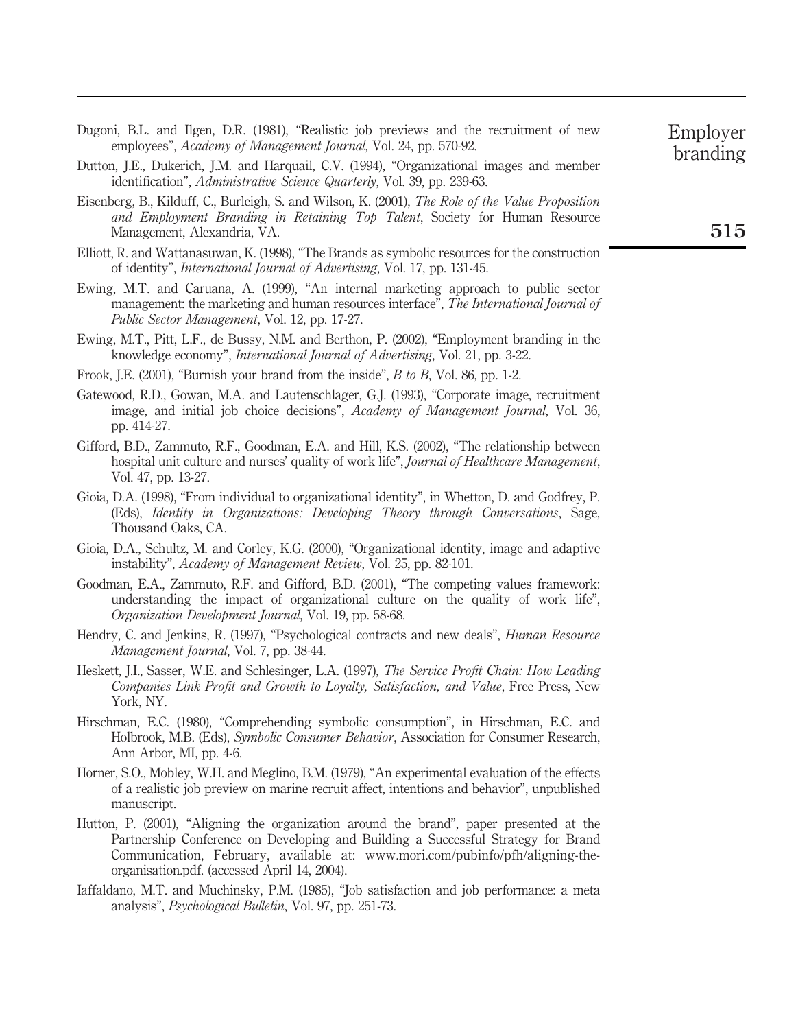Dugoni, B.L. and Ilgen, D.R. (1981), "Realistic job previews and the recruitment of new employees", *Academy of Management Journal*, Vol. 24, pp. 570-92.

Dutton, J.E., Dukerich, J.M. and Harquail, C.V. (1994), "Organizational images and member identification", *Administrative Science Quarterly*, Vol. 39, pp. 239-63.

Eisenberg, B., Kilduff, C., Burleigh, S. and Wilson, K. (2001), *The Role of the Value Proposition and Employment Branding in Retaining Top Talent*, Society for Human Resource Management, Alexandria, VA.

Elliott, R. and Wattanasuwan, K. (1998), "The Brands as symbolic resources for the construction of identity", *International Journal of Advertising*, Vol. 17, pp. 131-45.

Ewing, M.T. and Caruana, A. (1999), "An internal marketing approach to public sector management: the marketing and human resources interface", *The International Journal of Public Sector Management*, Vol. 12, pp. 17-27.

Ewing, M.T., Pitt, L.F., de Bussy, N.M. and Berthon, P. (2002), "Employment branding in the knowledge economy", *International Journal of Advertising*, Vol. 21, pp. 3-22.

Frook, J.E. (2001), "Burnish your brand from the inside", *B to B*, Vol. 86, pp. 1-2.

Gatewood, R.D., Gowan, M.A. and Lautenschlager, G.J. (1993), "Corporate image, recruitment image, and initial job choice decisions", *Academy of Management Journal*, Vol. 36, pp. 414-27.

Gifford, B.D., Zammuto, R.F., Goodman, E.A. and Hill, K.S. (2002), "The relationship between hospital unit culture and nurses' quality of work life", *Journal of Healthcare Management*, Vol. 47, pp. 13-27.

Gioia, D.A. (1998), "From individual to organizational identity", in Whetton, D. and Godfrey, P. (Eds), *Identity in Organizations: Developing Theory through Conversations*, Sage, Thousand Oaks, CA.

Gioia, D.A., Schultz, M. and Corley, K.G. (2000), "Organizational identity, image and adaptive instability", *Academy of Management Review*, Vol. 25, pp. 82-101.

Goodman, E.A., Zammuto, R.F. and Gifford, B.D. (2001), "The competing values framework: understanding the impact of organizational culture on the quality of work life", *Organization Development Journal*, Vol. 19, pp. 58-68.

Hendry, C. and Jenkins, R. (1997), "Psychological contracts and new deals", *Human Resource Management Journal*, Vol. 7, pp. 38-44.

Heskett, J.I., Sasser, W.E. and Schlesinger, L.A. (1997), *The Service Profit Chain: How Leading Companies Link Profit and Growth to Loyalty, Satisfaction, and Value*, Free Press, New York, NY.

Hirschman, E.C. (1980), "Comprehending symbolic consumption", in Hirschman, E.C. and Holbrook, M.B. (Eds), *Symbolic Consumer Behavior*, Association for Consumer Research, Ann Arbor, MI, pp. 4-6.

Horner, S.O., Mobley, W.H. and Meglino, B.M. (1979), "An experimental evaluation of the effects of a realistic job preview on marine recruit affect, intentions and behavior", unpublished manuscript.

Hutton, P. (2001), "Aligning the organization around the brand", paper presented at the Partnership Conference on Developing and Building a Successful Strategy for Brand Communication, February, available at: www.mori.com/pubinfo/pfh/aligning-the-organisation.pdf. (accessed April 14, 2004).

Iaffaldano, M.T. and Muchinsky, P.M. (1985), "Job satisfaction and job performance: a meta analysis", *Psychological Bulletin*, Vol. 97, pp. 251-73.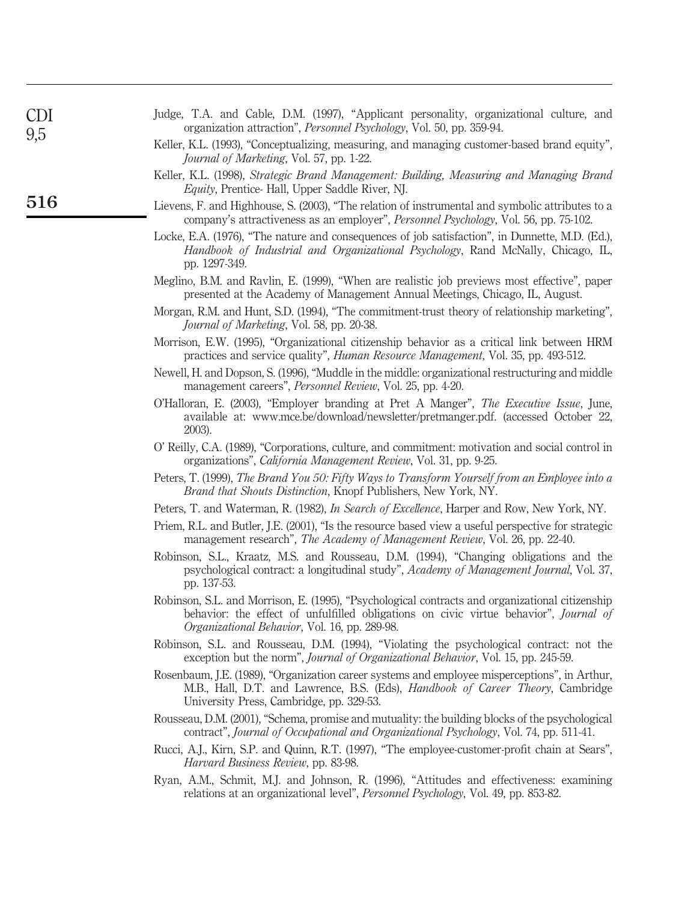Judge, T.A. and Cable, D.M. (1997), "Applicant personality, organizational culture, and organization attraction", *Personnel Psychology*, Vol. 50, pp. 359-94.

Keller, K.L. (1993), "Conceptualizing, measuring, and managing customer-based brand equity", *Journal of Marketing*, Vol. 57, pp. 1-22.

Keller, K.L. (1998), *Strategic Brand Management: Building, Measuring and Managing Brand Equity*, Prentice- Hall, Upper Saddle River, NJ.

Lievens, F. and Highhouse, S. (2003), "The relation of instrumental and symbolic attributes to a company's attractiveness as an employer", *Personnel Psychology*, Vol. 56, pp. 75-102.

Locke, E.A. (1976), "The nature and consequences of job satisfaction", in Dunnette, M.D. (Ed.), *Handbook of Industrial and Organizational Psychology*, Rand McNally, Chicago, IL, pp. 1297-349.

Meglino, B.M. and Ravlin, E. (1999), "When are realistic job previews most effective", paper presented at the Academy of Management Annual Meetings, Chicago, IL, August.

Morgan, R.M. and Hunt, S.D. (1994), "The commitment-trust theory of relationship marketing", *Journal of Marketing*, Vol. 58, pp. 20-38.

Morrison, E.W. (1995), "Organizational citizenship behavior as a critical link between HRM practices and service quality", *Human Resource Management*, Vol. 35, pp. 493-512.

Newell, H. and Dopson, S. (1996), "Muddle in the middle: organizational restructuring and middle management careers", *Personnel Review*, Vol. 25, pp. 4-20.

O'Halloran, E. (2003), "Employer branding at Pret A Manger", *The Executive Issue*, June, available at: www.mce.be/download/newsletter/pretmanger.pdf. (accessed October 22, 2003).

O' Reilly, C.A. (1989), "Corporations, culture, and commitment: motivation and social control in organizations", *California Management Review*, Vol. 31, pp. 9-25.

Peters, T. (1999), *The Brand You 50: Fifty Ways to Transform Yourself from an Employee into a Brand that Shouts Distinction*, Knopf Publishers, New York, NY.

Peters, T. and Waterman, R. (1982), *In Search of Excellence*, Harper and Row, New York, NY.

Priem, R.L. and Butler, J.E. (2001), "Is the resource based view a useful perspective for strategic management research", *The Academy of Management Review*, Vol. 26, pp. 22-40.

Robinson, S.L., Kraatz, M.S. and Rousseau, D.M. (1994), "Changing obligations and the psychological contract: a longitudinal study", *Academy of Management Journal*, Vol. 37, pp. 137-53.

Robinson, S.L. and Morrison, E. (1995), "Psychological contracts and organizational citizenship behavior: the effect of unfulfilled obligations on civic virtue behavior", *Journal of Organizational Behavior*, Vol. 16, pp. 289-98.

Robinson, S.L. and Rousseau, D.M. (1994), "Violating the psychological contract: not the exception but the norm", *Journal of Organizational Behavior*, Vol. 15, pp. 245-59.

Rosenbaum, J.E. (1989), "Organization career systems and employee misperceptions", in Arthur, M.B., Hall, D.T. and Lawrence, B.S. (Eds), *Handbook of Career Theory*, Cambridge University Press, Cambridge, pp. 329-53.

Rousseau, D.M. (2001), "Schema, promise and mutuality: the building blocks of the psychological contract", *Journal of Occupational and Organizational Psychology*, Vol. 74, pp. 511-41.

Rucci, A.J., Kirn, S.P. and Quinn, R.T. (1997), "The employee-customer-profit chain at Sears", *Harvard Business Review*, pp. 83-98.

Ryan, A.M., Schmit, M.J. and Johnson, R. (1996), "Attitudes and effectiveness: examining relations at an organizational level", *Personnel Psychology*, Vol. 49, pp. 853-82.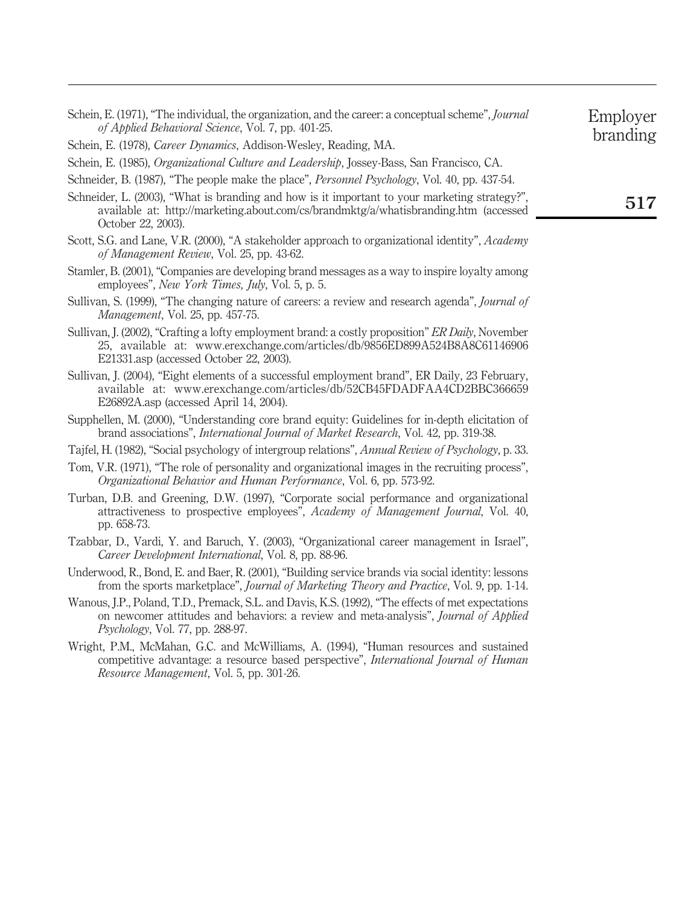Schein, E. (1971), "The individual, the organization, and the career: a conceptual scheme", *Journal of Applied Behavioral Science*, Vol. 7, pp. 401-25.

Schein, E. (1978), *Career Dynamics*, Addison-Wesley, Reading, MA.

Schein, E. (1985), *Organizational Culture and Leadership*, Jossey-Bass, San Francisco, CA.

Schneider, B. (1987), "The people make the place", *Personnel Psychology*, Vol. 40, pp. 437-54.

Schneider, L. (2003), "What is branding and how is it important to your marketing strategy?", available at: http://marketing.about.com/cs/brandmktg/a/whatisbranding.htm (accessed October 22, 2003).

Scott, S.G. and Lane, V.R. (2000), "A stakeholder approach to organizational identity", *Academy of Management Review*, Vol. 25, pp. 43-62.

Stamler, B. (2001), "Companies are developing brand messages as a way to inspire loyalty among employees", *New York Times, July*, Vol. 5, p. 5.

Sullivan, S. (1999), "The changing nature of careers: a review and research agenda", *Journal of Management*, Vol. 25, pp. 457-75.

Sullivan, J. (2002), "Crafting a lofty employment brand: a costly proposition" *ER Daily*, November 25, available at: www.erexchange.com/articles/db/9856ED899A524B8A8C61146906E21331.asp (accessed October 22, 2003).

Sullivan, J. (2004), "Eight elements of a successful employment brand", ER Daily, 23 February, available at: www.erexchange.com/articles/db/52CB45FDADFAA4CD2BBC366659E26892A.asp (accessed April 14, 2004).

Supphellen, M. (2000), "Understanding core brand equity: Guidelines for in-depth elicitation of brand associations", *International Journal of Market Research*, Vol. 42, pp. 319-38.

Tajfel, H. (1982), "Social psychology of intergroup relations", *Annual Review of Psychology*, p. 33.

Tom, V.R. (1971), "The role of personality and organizational images in the recruiting process", *Organizational Behavior and Human Performance*, Vol. 6, pp. 573-92.

Turban, D.B. and Greening, D.W. (1997), "Corporate social performance and organizational attractiveness to prospective employees", *Academy of Management Journal*, Vol. 40, pp. 658-73.

Tzabbar, D., Vardi, Y. and Baruch, Y. (2003), "Organizational career management in Israel", *Career Development International*, Vol. 8, pp. 88-96.

Underwood, R., Bond, E. and Baer, R. (2001), "Building service brands via social identity: lessons from the sports marketplace", *Journal of Marketing Theory and Practice*, Vol. 9, pp. 1-14.

Wanous, J.P., Poland, T.D., Premack, S.L. and Davis, K.S. (1992), "The effects of met expectations on newcomer attitudes and behaviors: a review and meta-analysis", *Journal of Applied Psychology*, Vol. 77, pp. 288-97.

Wright, P.M., McMahan, G.C. and McWilliams, A. (1994), "Human resources and sustained competitive advantage: a resource based perspective", *International Journal of Human Resource Management*, Vol. 5, pp. 301-26.